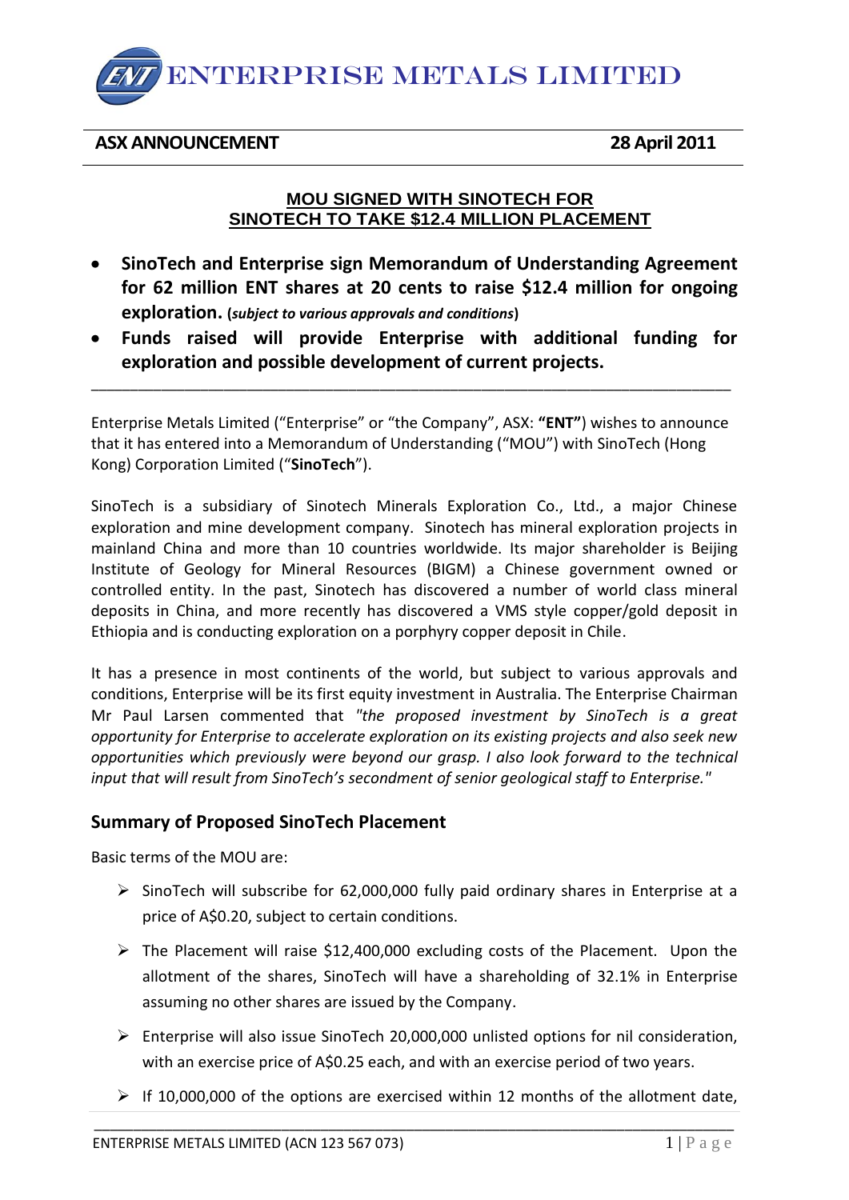# ENTERPRISE METALS LIMITED

**ASX ANNOUNCEMENT** **28 April 2011**

## MOU SIGNED WITH SINOTECH FOR SINOTECH TO TAKE $12.4 MILLION PLACEMENT

- **SinoTech and Enterprise sign Memorandum of Understanding Agreement for 62 million ENT shares at 20 cents to raise $12.4 million for ongoing exploration. (*subject to various approvals and conditions*)**
- **Funds raised will provide Enterprise with additional funding for exploration and possible development of current projects.**

---

Enterprise Metals Limited ("Enterprise" or "the Company", ASX: **"ENT"**) wishes to announce that it has entered into a Memorandum of Understanding ("MOU") with SinoTech (Hong Kong) Corporation Limited ("**SinoTech**").

SinoTech is a subsidiary of Sinotech Minerals Exploration Co., Ltd., a major Chinese exploration and mine development company. Sinotech has mineral exploration projects in mainland China and more than 10 countries worldwide. Its major shareholder is Beijing Institute of Geology for Mineral Resources (BIGM) a Chinese government owned or controlled entity. In the past, Sinotech has discovered a number of world class mineral deposits in China, and more recently has discovered a VMS style copper/gold deposit in Ethiopia and is conducting exploration on a porphyry copper deposit in Chile.

It has a presence in most continents of the world, but subject to various approvals and conditions, Enterprise will be its first equity investment in Australia. The Enterprise Chairman Mr Paul Larsen commented that *"the proposed investment by SinoTech is a great opportunity for Enterprise to accelerate exploration on its existing projects and also seek new opportunities which previously were beyond our grasp. I also look forward to the technical input that will result from SinoTech's secondment of senior geological staff to Enterprise."*

## Summary of Proposed SinoTech Placement

Basic terms of the MOU are:

- SinoTech will subscribe for 62,000,000 fully paid ordinary shares in Enterprise at a price of A$0.20, subject to certain conditions.
- The Placement will raise $12,400,000 excluding costs of the Placement. Upon the allotment of the shares, SinoTech will have a shareholding of 32.1% in Enterprise assuming no other shares are issued by the Company.
- Enterprise will also issue SinoTech 20,000,000 unlisted options for nil consideration, with an exercise price of A$0.25 each, and with an exercise period of two years.
- If 10,000,000 of the options are exercised within 12 months of the allotment date,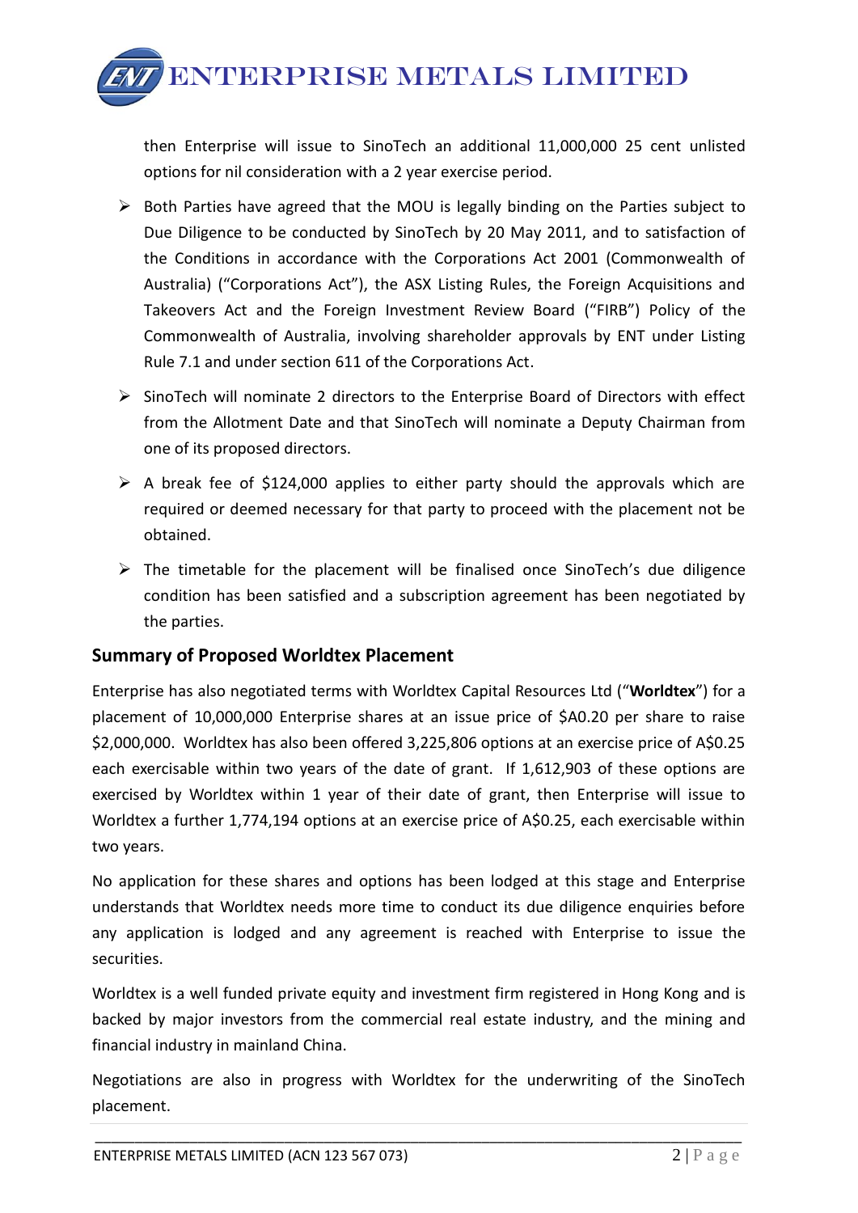then Enterprise will issue to SinoTech an additional 11,000,000 25 cent unlisted options for nil consideration with a 2 year exercise period.

- Both Parties have agreed that the MOU is legally binding on the Parties subject to Due Diligence to be conducted by SinoTech by 20 May 2011, and to satisfaction of the Conditions in accordance with the Corporations Act 2001 (Commonwealth of Australia) ("Corporations Act"), the ASX Listing Rules, the Foreign Acquisitions and Takeovers Act and the Foreign Investment Review Board ("FIRB") Policy of the Commonwealth of Australia, involving shareholder approvals by ENT under Listing Rule 7.1 and under section 611 of the Corporations Act.
- SinoTech will nominate 2 directors to the Enterprise Board of Directors with effect from the Allotment Date and that SinoTech will nominate a Deputy Chairman from one of its proposed directors.
- A break fee of $124,000 applies to either party should the approvals which are required or deemed necessary for that party to proceed with the placement not be obtained.
- The timetable for the placement will be finalised once SinoTech's due diligence condition has been satisfied and a subscription agreement has been negotiated by the parties.

## Summary of Proposed Worldtex Placement

Enterprise has also negotiated terms with Worldtex Capital Resources Ltd ("**Worldtex**") for a placement of 10,000,000 Enterprise shares at an issue price of $A0.20 per share to raise $2,000,000. Worldtex has also been offered 3,225,806 options at an exercise price of A$0.25 each exercisable within two years of the date of grant. If 1,612,903 of these options are exercised by Worldtex within 1 year of their date of grant, then Enterprise will issue to Worldtex a further 1,774,194 options at an exercise price of A$0.25, each exercisable within two years.

No application for these shares and options has been lodged at this stage and Enterprise understands that Worldtex needs more time to conduct its due diligence enquiries before any application is lodged and any agreement is reached with Enterprise to issue the securities.

Worldtex is a well funded private equity and investment firm registered in Hong Kong and is backed by major investors from the commercial real estate industry, and the mining and financial industry in mainland China.

Negotiations are also in progress with Worldtex for the underwriting of the SinoTech placement.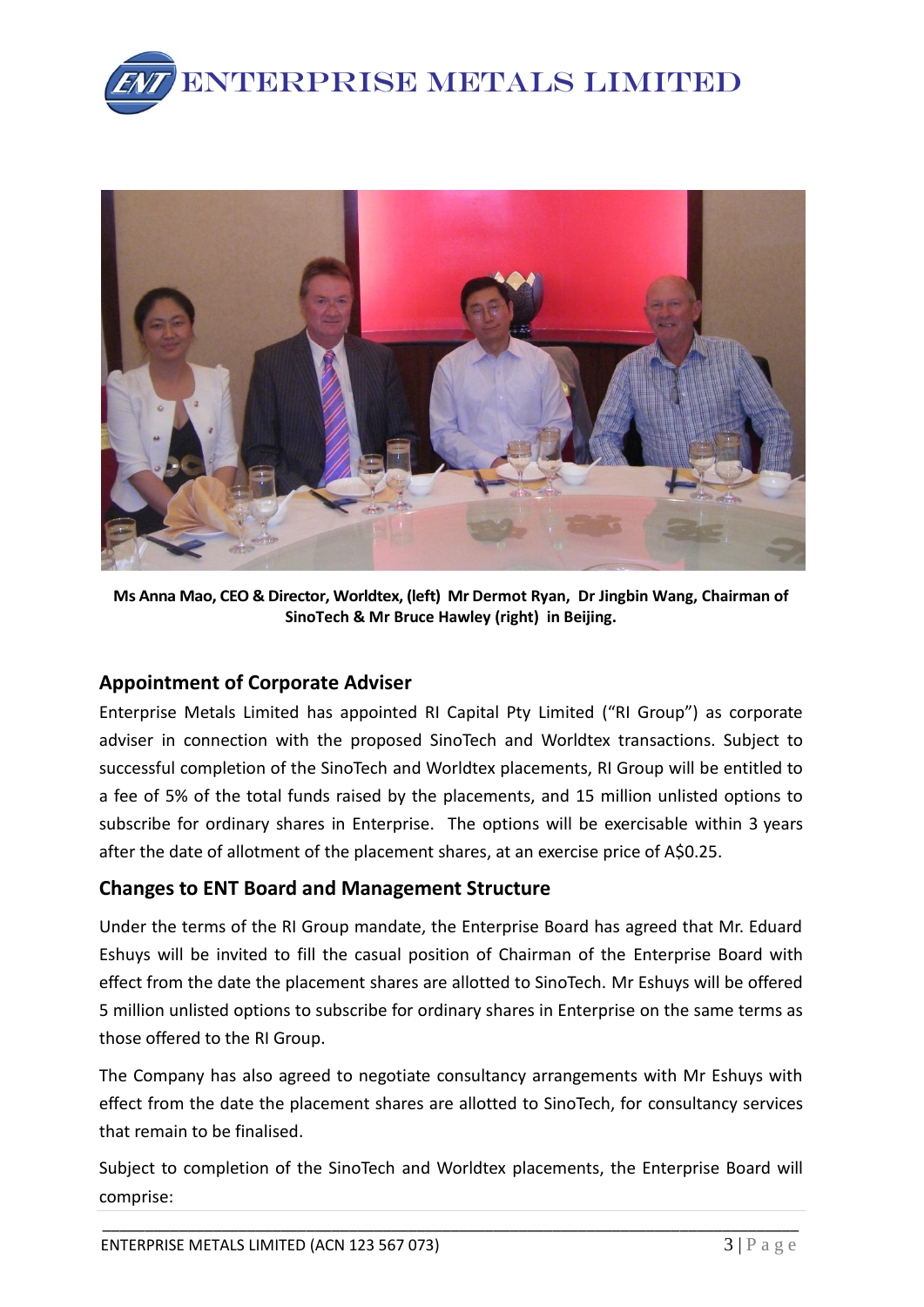**Ms Anna Mao, CEO & Director, Worldtex, (left) Mr Dermot Ryan, Dr Jingbin Wang, Chairman of SinoTech & Mr Bruce Hawley (right) in Beijing.**

## Appointment of Corporate Adviser

Enterprise Metals Limited has appointed RI Capital Pty Limited ("RI Group") as corporate adviser in connection with the proposed SinoTech and Worldtex transactions. Subject to successful completion of the SinoTech and Worldtex placements, RI Group will be entitled to a fee of 5% of the total funds raised by the placements, and 15 million unlisted options to subscribe for ordinary shares in Enterprise. The options will be exercisable within 3 years after the date of allotment of the placement shares, at an exercise price of A$0.25.

## Changes to ENT Board and Management Structure

Under the terms of the RI Group mandate, the Enterprise Board has agreed that Mr. Eduard Eshuys will be invited to fill the casual position of Chairman of the Enterprise Board with effect from the date the placement shares are allotted to SinoTech. Mr Eshuys will be offered 5 million unlisted options to subscribe for ordinary shares in Enterprise on the same terms as those offered to the RI Group.

The Company has also agreed to negotiate consultancy arrangements with Mr Eshuys with effect from the date the placement shares are allotted to SinoTech, for consultancy services that remain to be finalised.

Subject to completion of the SinoTech and Worldtex placements, the Enterprise Board will comprise: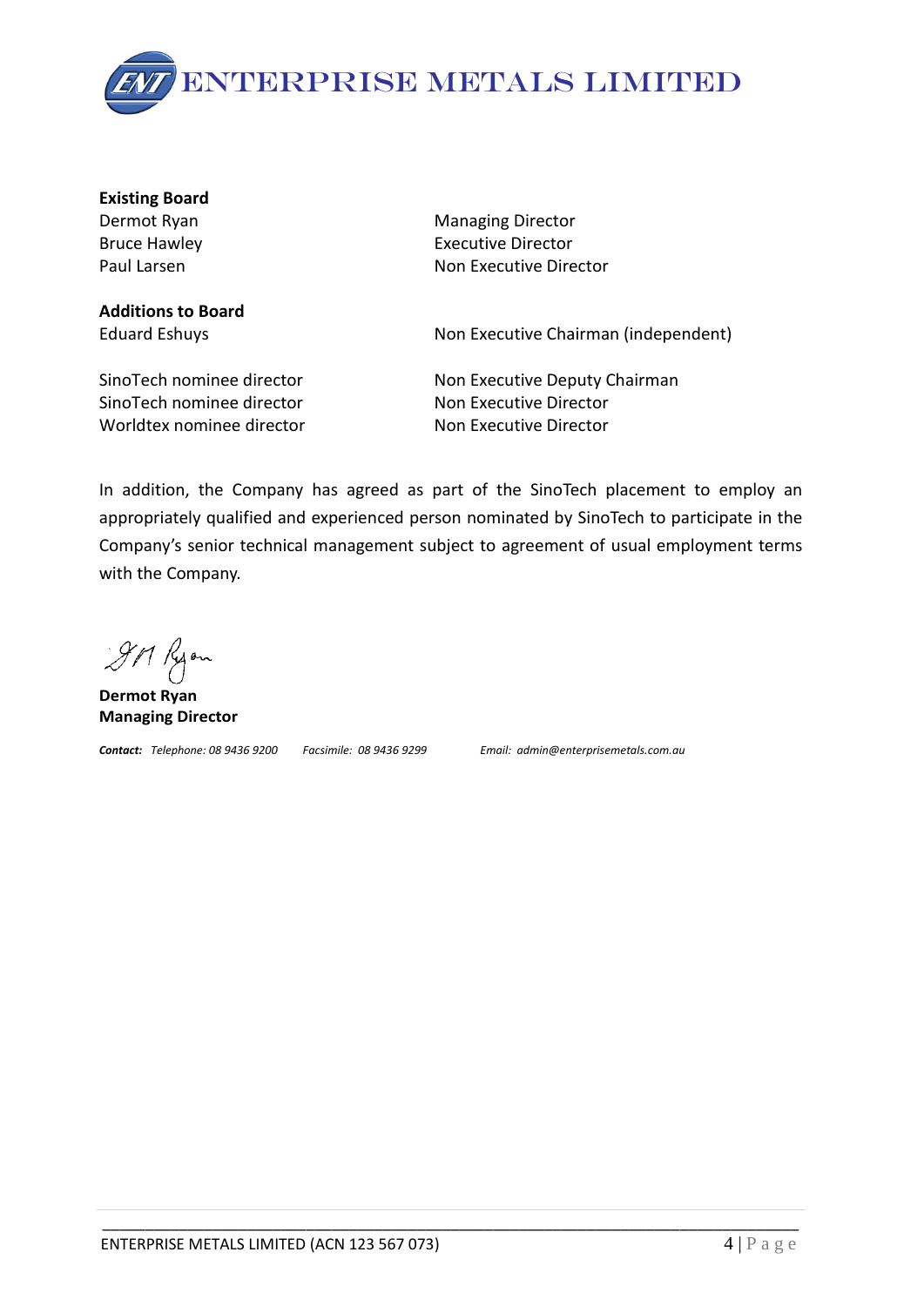**Existing Board**

| | |
|---|---|
| Dermot Ryan | Managing Director |
| Bruce Hawley | Executive Director |
| Paul Larsen | Non Executive Director |

**Additions to Board**

| | |
|---|---|
| Eduard Eshuys | Non Executive Chairman (independent) |
| SinoTech nominee director | Non Executive Deputy Chairman |
| SinoTech nominee director | Non Executive Director |
| Worldtex nominee director | Non Executive Director |

In addition, the Company has agreed as part of the SinoTech placement to employ an appropriately qualified and experienced person nominated by SinoTech to participate in the Company's senior technical management subject to agreement of usual employment terms with the Company.

**Dermot Ryan**
**Managing Director**

***Contact:*** *Telephone: 08 9436 9200* *Facsimile: 08 9436 9299* *Email: admin@enterprisemetals.com.au*